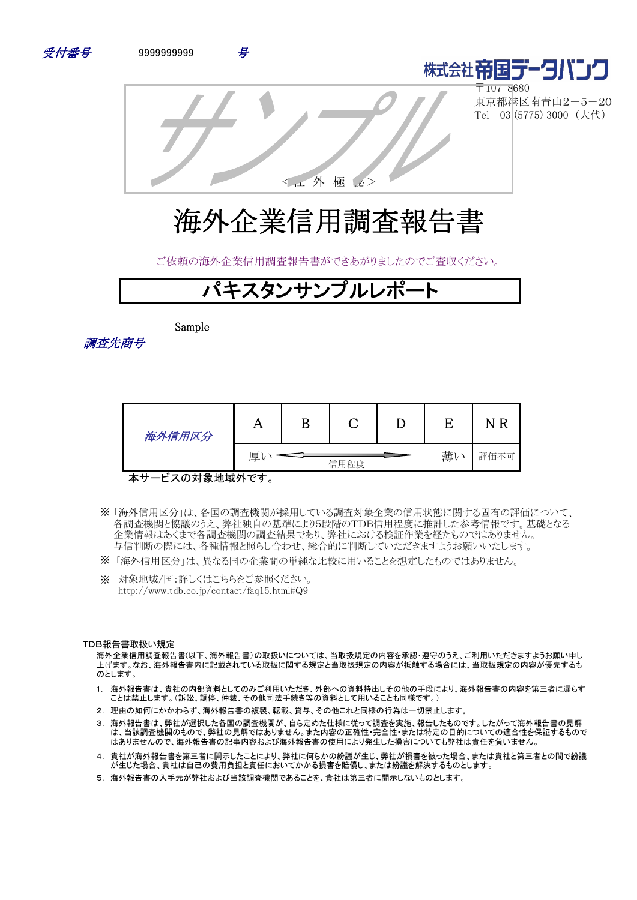受付番号　　9999999999　　号

株式会社帝国データバンク
〒107-8680
東京都港区南青山2－5－20
Tel　03 (5775) 3000（大代）

サンプル

<社 外 極 秘>

# 海外企業信用調査報告書

ご依頼の海外企業信用調査報告書ができあがりましたのでご査収ください。

## パキスタンサンプルレポート

調査先商号　Sample

| 海外信用区分 | A | B | C | D | E | NR |
|---|---|---|---|---|---|---|
| | 厚い ← 信用程度 → | | | | 薄い | 評価不可 |

本サービスの対象地域外です。

※「海外信用区分」は、各国の調査機関が採用している調査対象企業の信用状態に関する固有の評価について、各調査機関と協議のうえ、弊社独自の基準により5段階のTDB信用程度に推計した参考情報です。基礎となる企業情報はあくまで各調査機関の調査結果であり、弊社における検証作業を経たものではありません。与信判断の際には、各種情報と照らし合わせ、総合的に判断していただきますようお願いいたします。

※「海外信用区分」は、異なる国の企業間の単純な比較に用いることを想定したものではありません。

※　対象地域/国:詳しくはこちらをご参照ください。
http://www.tdb.co.jp/contact/faq15.html#Q9

TDB報告書取扱い規定

海外企業信用調査報告書(以下、海外報告書)の取扱いについては、当取扱規定の内容を承認･遵守のうえ、ご利用いただきますようお願い申し上げます。なお、海外報告書内に記載されている取扱に関する規定と当取扱規定の内容が抵触する場合には、当取扱規定の内容が優先するものとします。

1. 海外報告書は、貴社の内部資料としてのみご利用いただき、外部への資料持出しその他の手段により、海外報告書の内容を第三者に漏らすことは禁止します。(訴訟、調停、仲裁、その他司法手続き等の資料として用いることも同様です。)
2. 理由の如何にかかわらず、海外報告書の複製、転載、貸与、その他これと同様の行為は一切禁止します。
3. 海外報告書は、弊社が選択した各国の調査機関が、自ら定めた仕様に従って調査を実施、報告したものです。したがって海外報告書の見解は、当該調査機関のもので、弊社の見解ではありません。また内容の正確性･完全性･または特定の目的についての適合性を保証するものではありませんので、海外報告書の記事内容および海外報告書の使用により発生した損害についても弊社は責任を負いません。
4. 貴社が海外報告書を第三者に開示したことにより、弊社に何らかの紛議が生じ、弊社が損害を被った場合、または貴社と第三者との間で紛議が生じた場合、貴社は自己の費用負担と責任においてかかる損害を賠償し、または紛議を解決するものとします。
5. 海外報告書の入手元が弊社および当該調査機関であることを、貴社は第三者に開示しないものとします。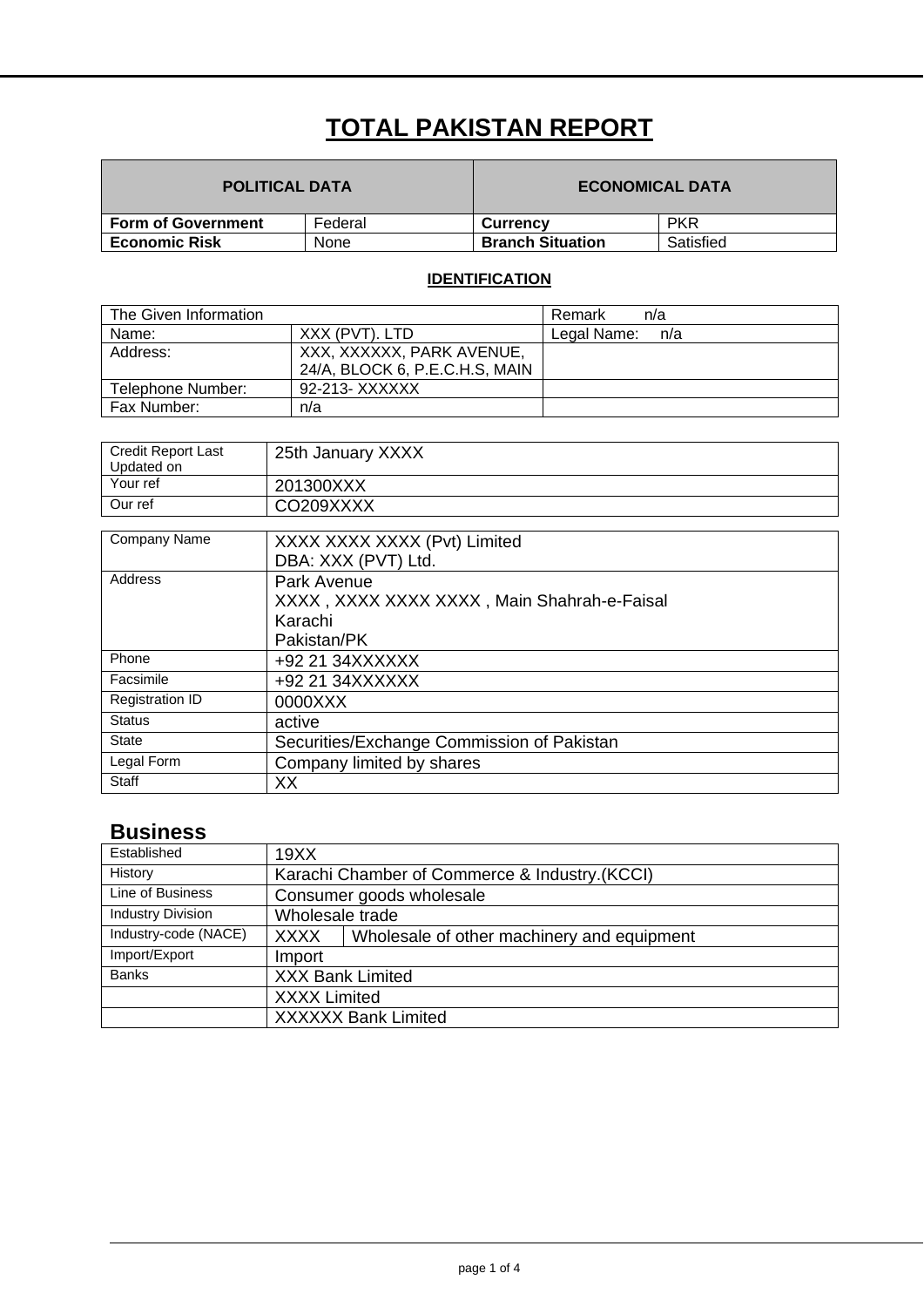# TOTAL PAKISTAN REPORT

| POLITICAL DATA | | ECONOMICAL DATA | |
|---|---|---|---|
| **Form of Government** | Federal | **Currency** | PKR |
| **Economic Risk** | None | **Branch Situation** | Satisfied |

## IDENTIFICATION

| | | |
|---|---|---|
| The Given Information | | Remark n/a |
| Name: | XXX (PVT). LTD | Legal Name: n/a |
| Address: | XXX, XXXXXX, PARK AVENUE, 24/A, BLOCK 6, P.E.C.H.S, MAIN | |
| Telephone Number: | 92-213- XXXXXX | |
| Fax Number: | n/a | |

| | |
|---|---|
| Credit Report Last Updated on | 25th January XXXX |
| Your ref | 201300XXX |
| Our ref | CO209XXXX |

| | |
|---|---|
| Company Name | XXXX XXXX XXXX (Pvt) Limited<br>DBA: XXX (PVT) Ltd. |
| Address | Park Avenue<br>XXXX , XXXX XXXX XXXX , Main Shahrah-e-Faisal<br>Karachi<br>Pakistan/PK |
| Phone | +92 21 34XXXXXX |
| Facsimile | +92 21 34XXXXXX |
| Registration ID | 0000XXX |
| Status | active |
| State | Securities/Exchange Commission of Pakistan |
| Legal Form | Company limited by shares |
| Staff | XX |

## Business

| | | |
|---|---|---|
| Established | 19XX | |
| History | Karachi Chamber of Commerce & Industry.(KCCI) | |
| Line of Business | Consumer goods wholesale | |
| Industry Division | Wholesale trade | |
| Industry-code (NACE) | XXXX | Wholesale of other machinery and equipment |
| Import/Export | Import | |
| Banks | XXX Bank Limited | |
| | XXXX Limited | |
| | XXXXXX Bank Limited | |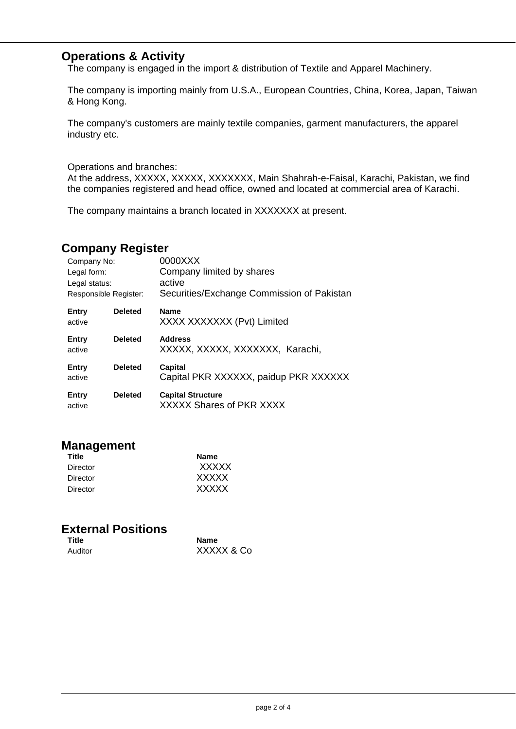## Operations & Activity

The company is engaged in the import & distribution of Textile and Apparel Machinery.

The company is importing mainly from U.S.A., European Countries, China, Korea, Japan, Taiwan & Hong Kong.

The company's customers are mainly textile companies, garment manufacturers, the apparel industry etc.

Operations and branches:
At the address, XXXXX, XXXXX, XXXXXXX, Main Shahrah-e-Faisal, Karachi, Pakistan, we find the companies registered and head office, owned and located at commercial area of Karachi.

The company maintains a branch located in XXXXXXX at present.

## Company Register

| | |
|---|---|
| Company No: | 0000XXX |
| Legal form: | Company limited by shares |
| Legal status: | active |
| Responsible Register: | Securities/Exchange Commission of Pakistan |

| Entry | Deleted | Name |
|---|---|---|
| active | | XXXX XXXXXXX (Pvt) Limited |

| Entry | Deleted | Address |
|---|---|---|
| active | | XXXXX, XXXXX, XXXXXXX, Karachi, |

| Entry | Deleted | Capital |
|---|---|---|
| active | | Capital PKR XXXXXX, paidup PKR XXXXXX |

| Entry | Deleted | Capital Structure |
|---|---|---|
| active | | XXXXX Shares of PKR XXXX |

## Management

| Title | Name |
|---|---|
| Director | XXXXX |
| Director | XXXXX |
| Director | XXXXX |

## External Positions

| Title | Name |
|---|---|
| Auditor | XXXXX & Co |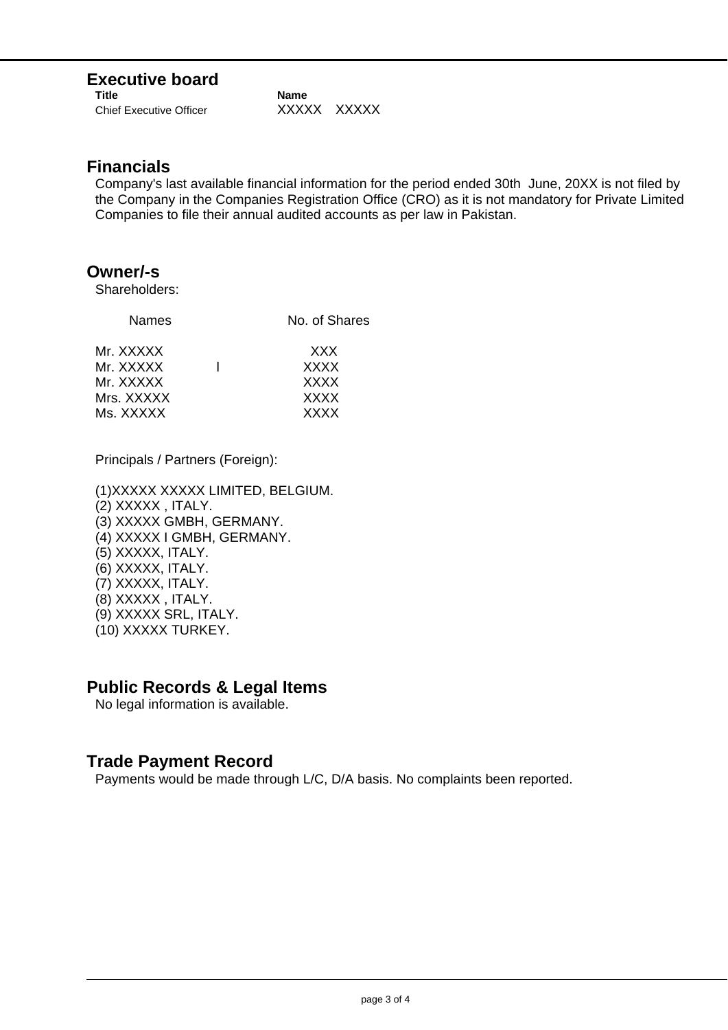## Executive board

| Title | Name |
| --- | --- |
| Chief Executive Officer | XXXXX XXXXX |

## Financials

Company's last available financial information for the period ended 30th June, 20XX is not filed by the Company in the Companies Registration Office (CRO) as it is not mandatory for Private Limited Companies to file their annual audited accounts as per law in Pakistan.

## Owner/-s

Shareholders:

| Names | No. of Shares |
| --- | --- |
| Mr. XXXXX | XXX |
| Mr. XXXXX I | XXXX |
| Mr. XXXXX | XXXX |
| Mrs. XXXXX | XXXX |
| Ms. XXXXX | XXXX |

Principals / Partners (Foreign):

(1)XXXXX XXXXX LIMITED, BELGIUM.
(2) XXXXX , ITALY.
(3) XXXXX GMBH, GERMANY.
(4) XXXXX I GMBH, GERMANY.
(5) XXXXX, ITALY.
(6) XXXXX, ITALY.
(7) XXXXX, ITALY.
(8) XXXXX , ITALY.
(9) XXXXX SRL, ITALY.
(10) XXXXX TURKEY.

## Public Records & Legal Items

No legal information is available.

## Trade Payment Record

Payments would be made through L/C, D/A basis. No complaints been reported.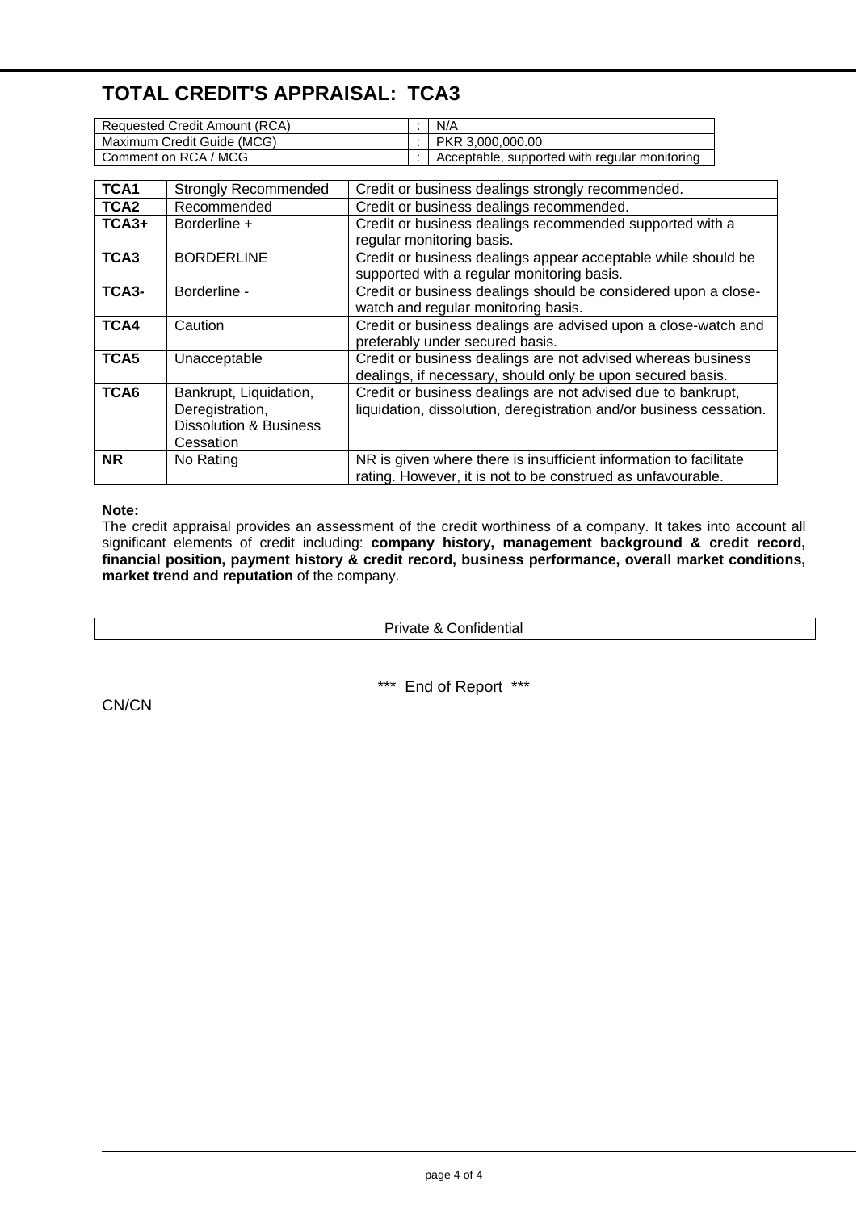# TOTAL CREDIT'S APPRAISAL: TCA3

| | | |
|---|---|---|
| Requested Credit Amount (RCA) | : | N/A |
| Maximum Credit Guide (MCG) | : | PKR 3,000,000.00 |
| Comment on RCA / MCG | : | Acceptable, supported with regular monitoring |

| | | |
|---|---|---|
| **TCA1** | Strongly Recommended | Credit or business dealings strongly recommended. |
| **TCA2** | Recommended | Credit or business dealings recommended. |
| **TCA3+** | Borderline + | Credit or business dealings recommended supported with a regular monitoring basis. |
| **TCA3** | BORDERLINE | Credit or business dealings appear acceptable while should be supported with a regular monitoring basis. |
| **TCA3-** | Borderline - | Credit or business dealings should be considered upon a close-watch and regular monitoring basis. |
| **TCA4** | Caution | Credit or business dealings are advised upon a close-watch and preferably under secured basis. |
| **TCA5** | Unacceptable | Credit or business dealings are not advised whereas business dealings, if necessary, should only be upon secured basis. |
| **TCA6** | Bankrupt, Liquidation, Deregistration, Dissolution & Business Cessation | Credit or business dealings are not advised due to bankrupt, liquidation, dissolution, deregistration and/or business cessation. |
| **NR** | No Rating | NR is given where there is insufficient information to facilitate rating. However, it is not to be construed as unfavourable. |

**Note:**
The credit appraisal provides an assessment of the credit worthiness of a company. It takes into account all significant elements of credit including: **company history, management background & credit record, financial position, payment history & credit record, business performance, overall market conditions, market trend and reputation** of the company.

Private & Confidential

*** End of Report ***

CN/CN